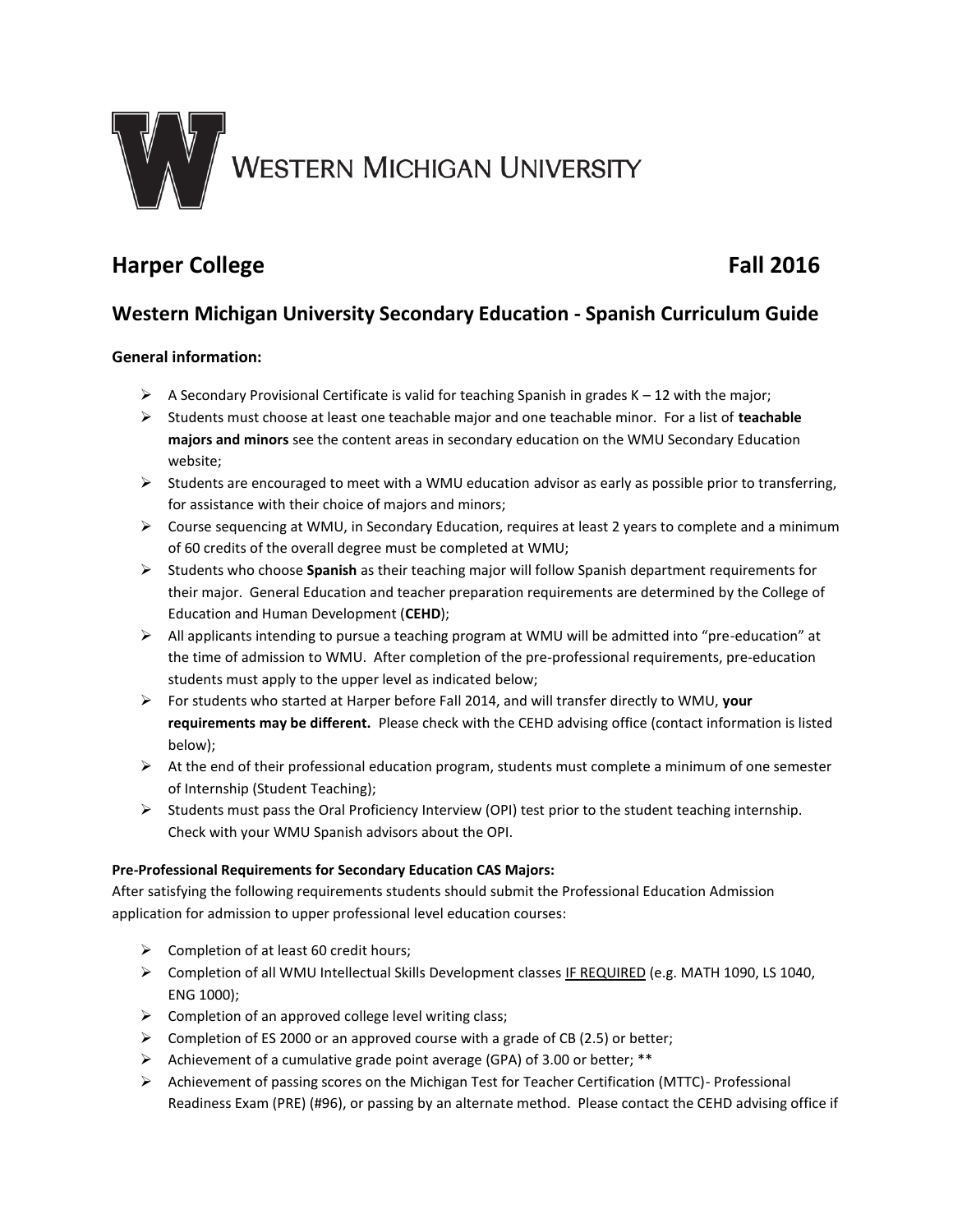WESTERN MICHIGAN UNIVERSITY

## Harper College Fall 2016

## Western Michigan University Secondary Education - Spanish Curriculum Guide

**General information:**

- A Secondary Provisional Certificate is valid for teaching Spanish in grades K – 12 with the major;
- Students must choose at least one teachable major and one teachable minor. For a list of **teachable majors and minors** see the content areas in secondary education on the WMU Secondary Education website;
- Students are encouraged to meet with a WMU education advisor as early as possible prior to transferring, for assistance with their choice of majors and minors;
- Course sequencing at WMU, in Secondary Education, requires at least 2 years to complete and a minimum of 60 credits of the overall degree must be completed at WMU;
- Students who choose **Spanish** as their teaching major will follow Spanish department requirements for their major. General Education and teacher preparation requirements are determined by the College of Education and Human Development (**CEHD**);
- All applicants intending to pursue a teaching program at WMU will be admitted into "pre-education" at the time of admission to WMU. After completion of the pre-professional requirements, pre-education students must apply to the upper level as indicated below;
- For students who started at Harper before Fall 2014, and will transfer directly to WMU, **your requirements may be different.** Please check with the CEHD advising office (contact information is listed below);
- At the end of their professional education program, students must complete a minimum of one semester of Internship (Student Teaching);
- Students must pass the Oral Proficiency Interview (OPI) test prior to the student teaching internship. Check with your WMU Spanish advisors about the OPI.

**Pre-Professional Requirements for Secondary Education CAS Majors:**

After satisfying the following requirements students should submit the Professional Education Admission application for admission to upper professional level education courses:

- Completion of at least 60 credit hours;
- Completion of all WMU Intellectual Skills Development classes IF REQUIRED (e.g. MATH 1090, LS 1040, ENG 1000);
- Completion of an approved college level writing class;
- Completion of ES 2000 or an approved course with a grade of CB (2.5) or better;
- Achievement of a cumulative grade point average (GPA) of 3.00 or better; **
- Achievement of passing scores on the Michigan Test for Teacher Certification (MTTC)- Professional Readiness Exam (PRE) (#96), or passing by an alternate method. Please contact the CEHD advising office if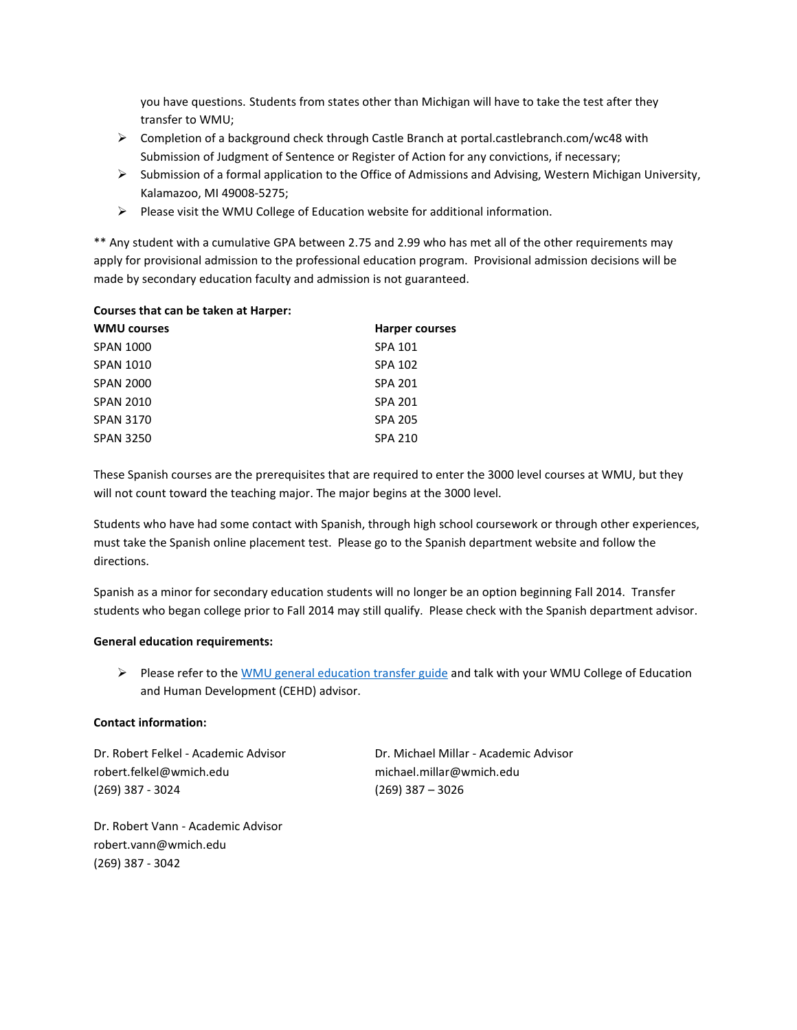you have questions. Students from states other than Michigan will have to take the test after they transfer to WMU;

- Completion of a background check through Castle Branch at portal.castlebranch.com/wc48 with Submission of Judgment of Sentence or Register of Action for any convictions, if necessary;
- Submission of a formal application to the Office of Admissions and Advising, Western Michigan University, Kalamazoo, MI 49008-5275;
- Please visit the WMU College of Education website for additional information.

** Any student with a cumulative GPA between 2.75 and 2.99 who has met all of the other requirements may apply for provisional admission to the professional education program. Provisional admission decisions will be made by secondary education faculty and admission is not guaranteed.

**Courses that can be taken at Harper:**

| WMU courses | Harper courses |
|---|---|
| SPAN 1000 | SPA 101 |
| SPAN 1010 | SPA 102 |
| SPAN 2000 | SPA 201 |
| SPAN 2010 | SPA 201 |
| SPAN 3170 | SPA 205 |
| SPAN 3250 | SPA 210 |

These Spanish courses are the prerequisites that are required to enter the 3000 level courses at WMU, but they will not count toward the teaching major. The major begins at the 3000 level.

Students who have had some contact with Spanish, through high school coursework or through other experiences, must take the Spanish online placement test. Please go to the Spanish department website and follow the directions.

Spanish as a minor for secondary education students will no longer be an option beginning Fall 2014. Transfer students who began college prior to Fall 2014 may still qualify. Please check with the Spanish department advisor.

**General education requirements:**

- Please refer to the WMU general education transfer guide and talk with your WMU College of Education and Human Development (CEHD) advisor.

**Contact information:**

Dr. Robert Felkel - Academic Advisor
robert.felkel@wmich.edu
(269) 387 - 3024

Dr. Michael Millar - Academic Advisor
michael.millar@wmich.edu
(269) 387 – 3026

Dr. Robert Vann - Academic Advisor
robert.vann@wmich.edu
(269) 387 - 3042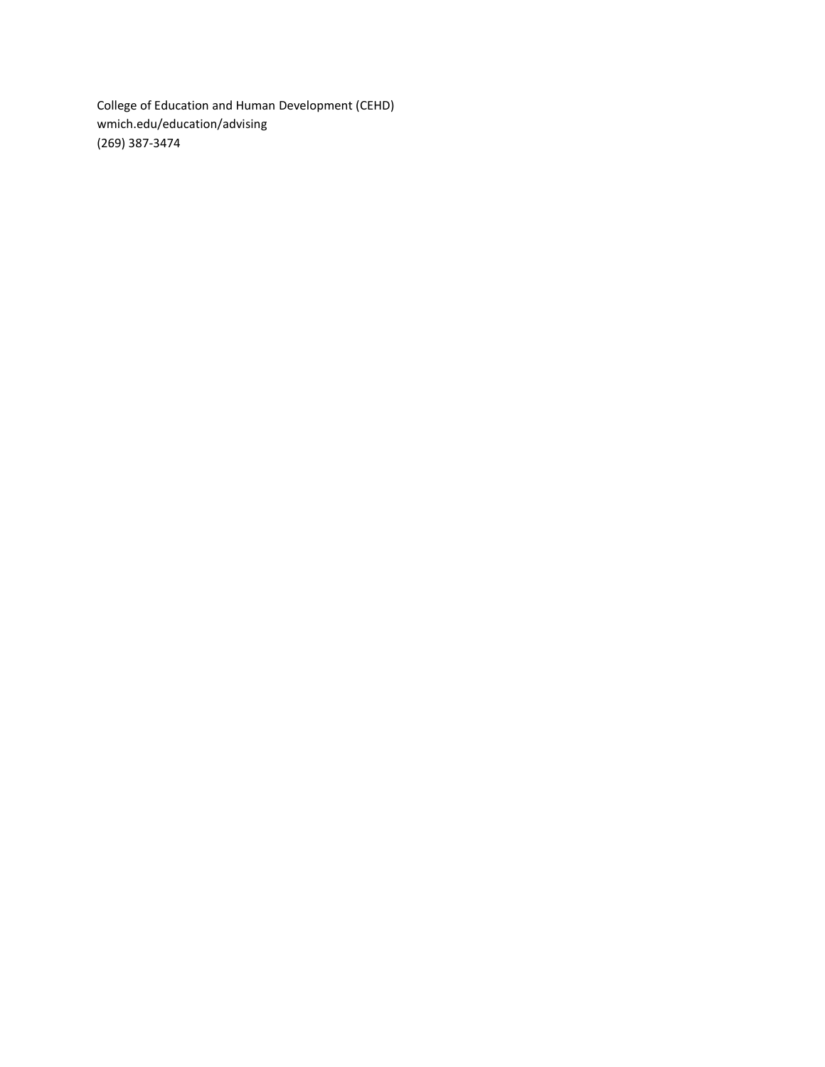College of Education and Human Development (CEHD)
wmich.edu/education/advising
(269) 387-3474